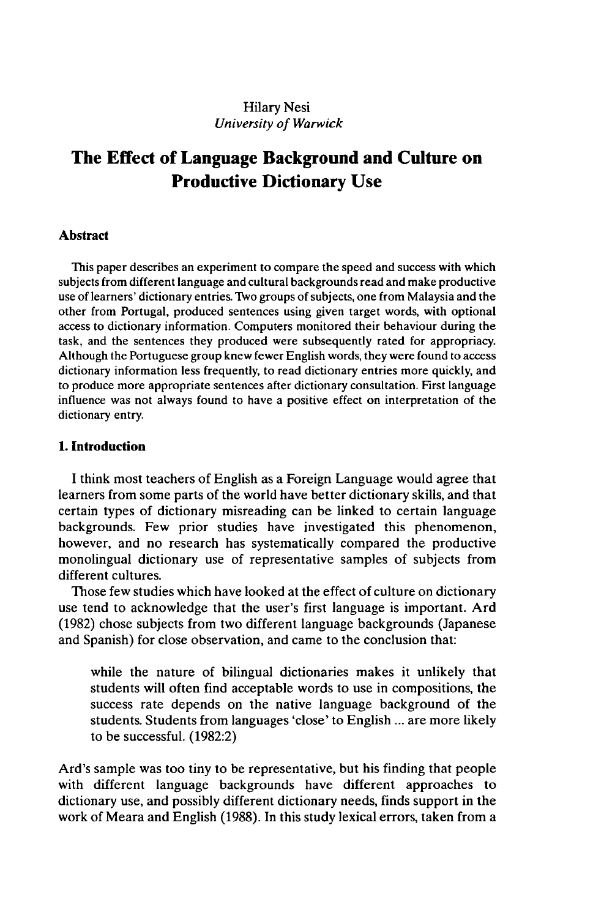Hilary Nesi
*University of Warwick*

# The Effect of Language Background and Culture on Productive Dictionary Use

## Abstract

This paper describes an experiment to compare the speed and success with which subjects from different language and cultural backgrounds read and make productive use of learners' dictionary entries. Two groups of subjects, one from Malaysia and the other from Portugal, produced sentences using given target words, with optional access to dictionary information. Computers monitored their behaviour during the task, and the sentences they produced were subsequently rated for appropriacy. Although the Portuguese group knew fewer English words, they were found to access dictionary information less frequently, to read dictionary entries more quickly, and to produce more appropriate sentences after dictionary consultation. First language influence was not always found to have a positive effect on interpretation of the dictionary entry.

## 1. Introduction

I think most teachers of English as a Foreign Language would agree that learners from some parts of the world have better dictionary skills, and that certain types of dictionary misreading can be linked to certain language backgrounds. Few prior studies have investigated this phenomenon, however, and no research has systematically compared the productive monolingual dictionary use of representative samples of subjects from different cultures.

Those few studies which have looked at the effect of culture on dictionary use tend to acknowledge that the user's first language is important. Ard (1982) chose subjects from two different language backgrounds (Japanese and Spanish) for close observation, and came to the conclusion that:

> while the nature of bilingual dictionaries makes it unlikely that students will often find acceptable words to use in compositions, the success rate depends on the native language background of the students. Students from languages 'close' to English ... are more likely to be successful. (1982:2)

Ard's sample was too tiny to be representative, but his finding that people with different language backgrounds have different approaches to dictionary use, and possibly different dictionary needs, finds support in the work of Meara and English (1988). In this study lexical errors, taken from a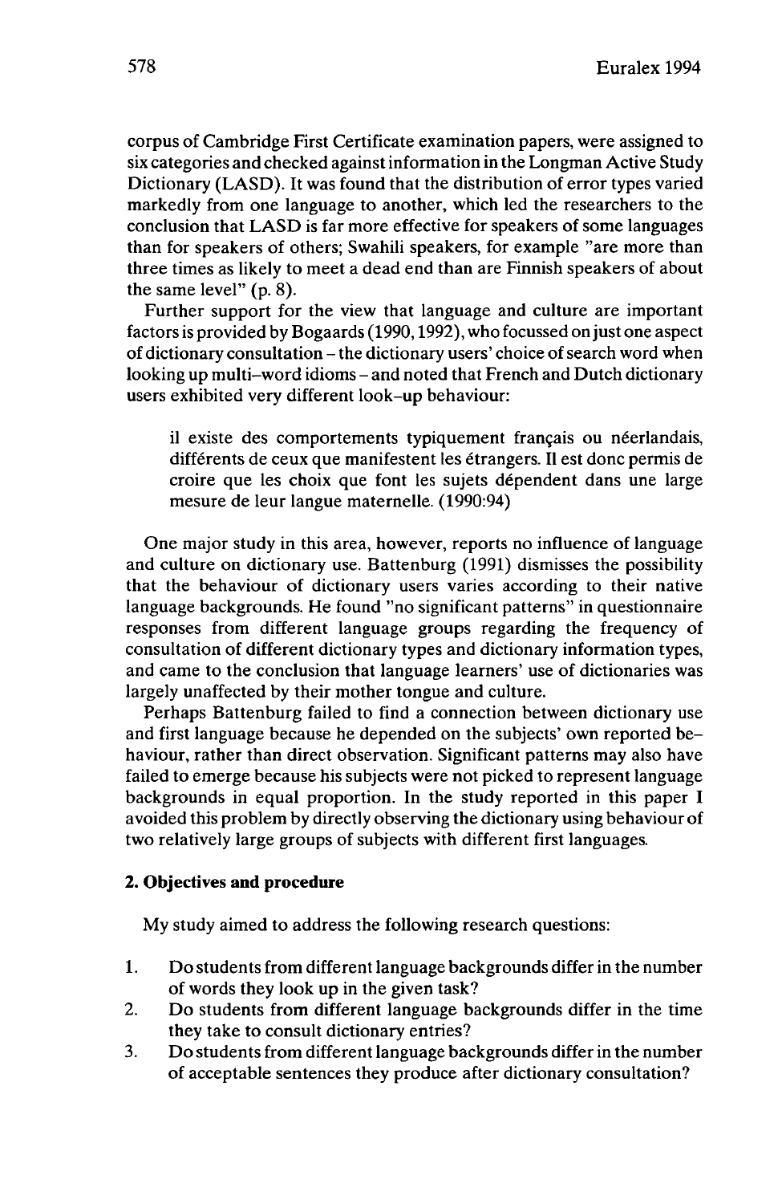corpus of Cambridge First Certificate examination papers, were assigned to six categories and checked against information in the Longman Active Study Dictionary (LASD). It was found that the distribution of error types varied markedly from one language to another, which led the researchers to the conclusion that LASD is far more effective for speakers of some languages than for speakers of others; Swahili speakers, for example "are more than three times as likely to meet a dead end than are Finnish speakers of about the same level" (p. 8).

Further support for the view that language and culture are important factors is provided by Bogaards (1990, 1992), who focussed on just one aspect of dictionary consultation – the dictionary users' choice of search word when looking up multi-word idioms – and noted that French and Dutch dictionary users exhibited very different look-up behaviour:

> il existe des comportements typiquement français ou néerlandais, différents de ceux que manifestent les étrangers. Il est donc permis de croire que les choix que font les sujets dépendent dans une large mesure de leur langue maternelle. (1990:94)

One major study in this area, however, reports no influence of language and culture on dictionary use. Battenburg (1991) dismisses the possibility that the behaviour of dictionary users varies according to their native language backgrounds. He found "no significant patterns" in questionnaire responses from different language groups regarding the frequency of consultation of different dictionary types and dictionary information types, and came to the conclusion that language learners' use of dictionaries was largely unaffected by their mother tongue and culture.

Perhaps Battenburg failed to find a connection between dictionary use and first language because he depended on the subjects' own reported behaviour, rather than direct observation. Significant patterns may also have failed to emerge because his subjects were not picked to represent language backgrounds in equal proportion. In the study reported in this paper I avoided this problem by directly observing the dictionary using behaviour of two relatively large groups of subjects with different first languages.

## 2. Objectives and procedure

My study aimed to address the following research questions:

1. Do students from different language backgrounds differ in the number of words they look up in the given task?
2. Do students from different language backgrounds differ in the time they take to consult dictionary entries?
3. Do students from different language backgrounds differ in the number of acceptable sentences they produce after dictionary consultation?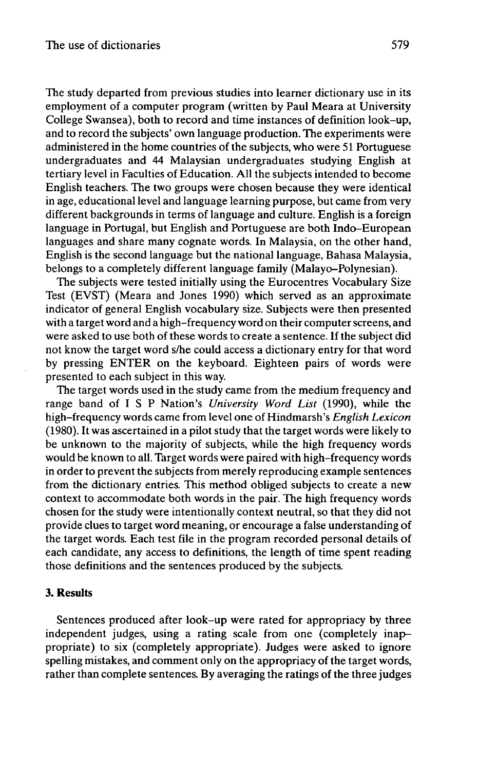The study departed from previous studies into learner dictionary use in its employment of a computer program (written by Paul Meara at University College Swansea), both to record and time instances of definition look–up, and to record the subjects' own language production. The experiments were administered in the home countries of the subjects, who were 51 Portuguese undergraduates and 44 Malaysian undergraduates studying English at tertiary level in Faculties of Education. All the subjects intended to become English teachers. The two groups were chosen because they were identical in age, educational level and language learning purpose, but came from very different backgrounds in terms of language and culture. English is a foreign language in Portugal, but English and Portuguese are both Indo–European languages and share many cognate words. In Malaysia, on the other hand, English is the second language but the national language, Bahasa Malaysia, belongs to a completely different language family (Malayo–Polynesian).

The subjects were tested initially using the Eurocentres Vocabulary Size Test (EVST) (Meara and Jones 1990) which served as an approximate indicator of general English vocabulary size. Subjects were then presented with a target word and a high–frequency word on their computer screens, and were asked to use both of these words to create a sentence. If the subject did not know the target word s/he could access a dictionary entry for that word by pressing ENTER on the keyboard. Eighteen pairs of words were presented to each subject in this way.

The target words used in the study came from the medium frequency and range band of I S P Nation's *University Word List* (1990), while the high–frequency words came from level one of Hindmarsh's *English Lexicon* (1980). It was ascertained in a pilot study that the target words were likely to be unknown to the majority of subjects, while the high frequency words would be known to all. Target words were paired with high–frequency words in order to prevent the subjects from merely reproducing example sentences from the dictionary entries. This method obliged subjects to create a new context to accommodate both words in the pair. The high frequency words chosen for the study were intentionally context neutral, so that they did not provide clues to target word meaning, or encourage a false understanding of the target words. Each test file in the program recorded personal details of each candidate, any access to definitions, the length of time spent reading those definitions and the sentences produced by the subjects.

## 3. Results

Sentences produced after look–up were rated for appropriacy by three independent judges, using a rating scale from one (completely inappropriate) to six (completely appropriate). Judges were asked to ignore spelling mistakes, and comment only on the appropriacy of the target words, rather than complete sentences. By averaging the ratings of the three judges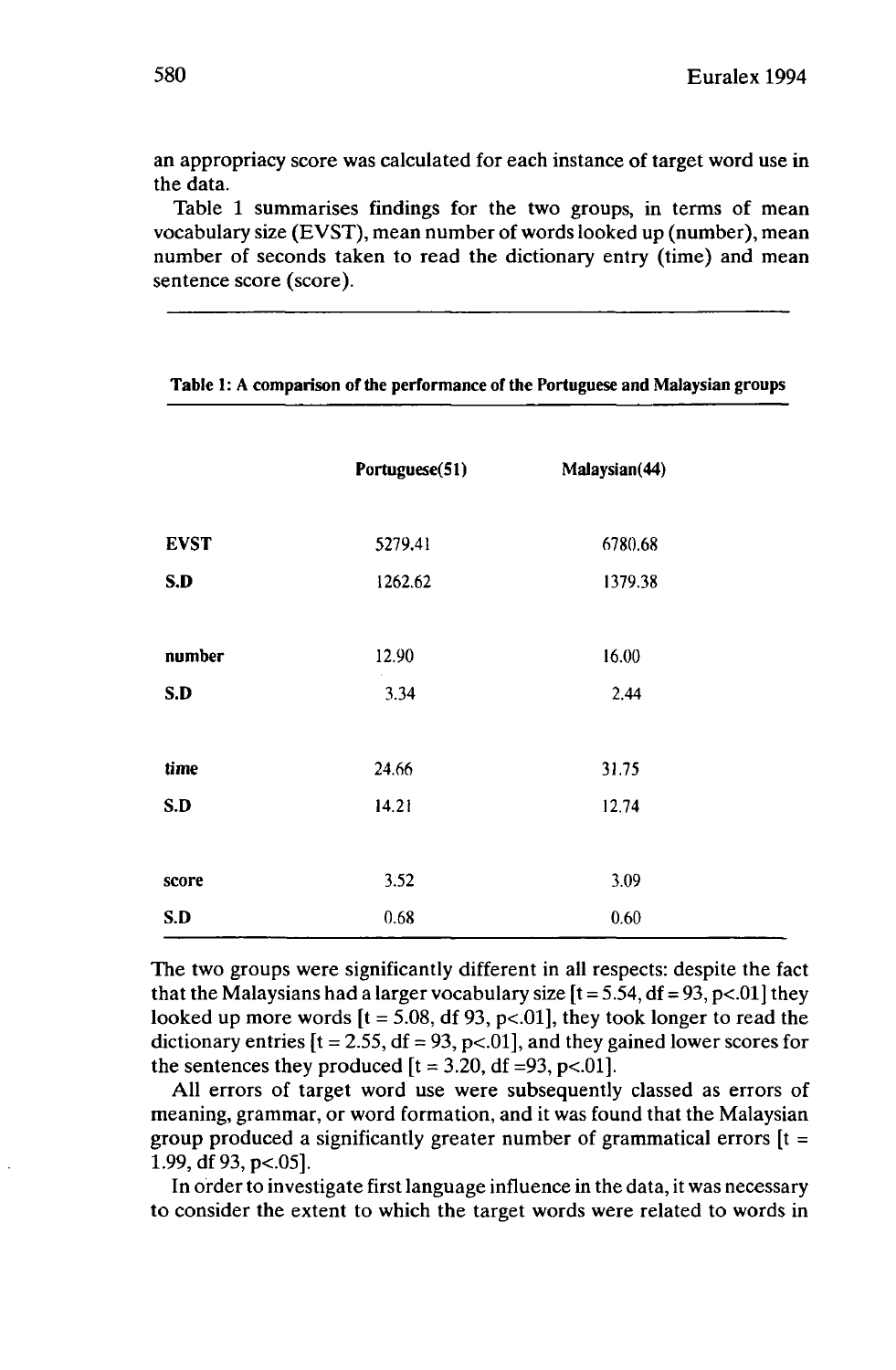an appropriacy score was calculated for each instance of target word use in the data.

Table 1 summarises findings for the two groups, in terms of mean vocabulary size (EVST), mean number of words looked up (number), mean number of seconds taken to read the dictionary entry (time) and mean sentence score (score).

**Table 1: A comparison of the performance of the Portuguese and Malaysian groups**

| | Portuguese(51) | Malaysian(44) |
|---|---|---|
| **EVST** | 5279.41 | 6780.68 |
| **S.D** | 1262.62 | 1379.38 |
| **number** | 12.90 | 16.00 |
| **S.D** | 3.34 | 2.44 |
| **time** | 24.66 | 31.75 |
| **S.D** | 14.21 | 12.74 |
| **score** | 3.52 | 3.09 |
| **S.D** | 0.68 | 0.60 |

The two groups were significantly different in all respects: despite the fact that the Malaysians had a larger vocabulary size [$t = 5.54$, $df = 93$, $p<.01$] they looked up more words [$t = 5.08$, df 93, $p<.01$], they took longer to read the dictionary entries [$t = 2.55$, $df = 93$, $p<.01$], and they gained lower scores for the sentences they produced [$t = 3.20$, $df = 93$, $p<.01$].

All errors of target word use were subsequently classed as errors of meaning, grammar, or word formation, and it was found that the Malaysian group produced a significantly greater number of grammatical errors [$t = 1.99$, df 93, $p<.05$].

In order to investigate first language influence in the data, it was necessary to consider the extent to which the target words were related to words in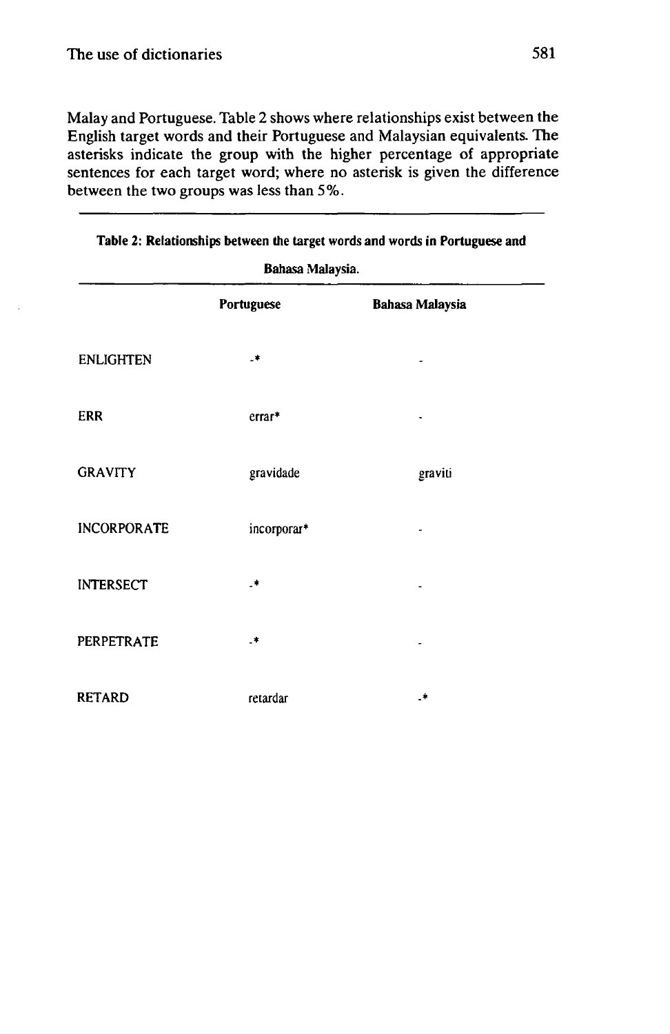Malay and Portuguese. Table 2 shows where relationships exist between the English target words and their Portuguese and Malaysian equivalents. The asterisks indicate the group with the higher percentage of appropriate sentences for each target word; where no asterisk is given the difference between the two groups was less than 5%.

**Table 2: Relationships between the target words and words in Portuguese and Bahasa Malaysia.**

| | Portuguese | Bahasa Malaysia |
|---|---|---|
| ENLIGHTEN | -* | - |
| ERR | errar* | - |
| GRAVITY | gravidade | graviti |
| INCORPORATE | incorporar* | - |
| INTERSECT | -* | - |
| PERPETRATE | -* | - |
| RETARD | retardar | -* |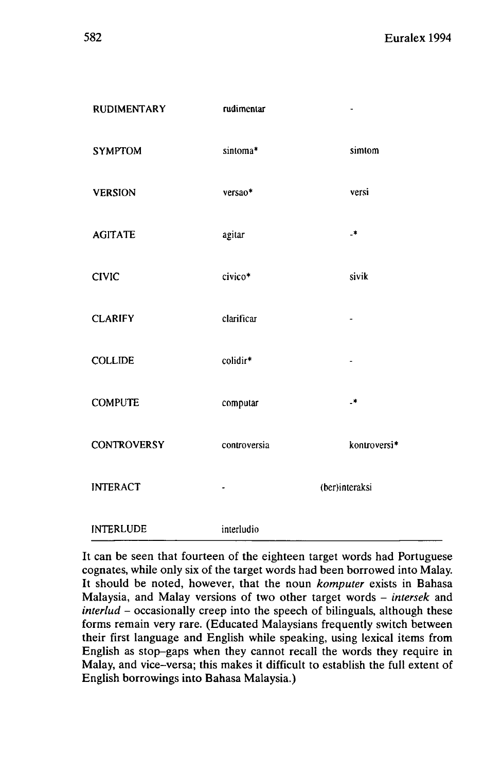| | | |
|---|---|---|
| RUDIMENTARY | rudimentar | - |
| SYMPTOM | sintoma* | simtom |
| VERSION | versao* | versi |
| AGITATE | agitar | -* |
| CIVIC | civico* | sivik |
| CLARIFY | clarificar | - |
| COLLIDE | colidir* | - |
| COMPUTE | computar | -* |
| CONTROVERSY | controversia | kontroversi* |
| INTERACT | - | (ber)interaksi |
| INTERLUDE | interludio | |

It can be seen that fourteen of the eighteen target words had Portuguese cognates, while only six of the target words had been borrowed into Malay. It should be noted, however, that the noun *komputer* exists in Bahasa Malaysia, and Malay versions of two other target words – *intersek* and *interlud* – occasionally creep into the speech of bilinguals, although these forms remain very rare. (Educated Malaysians frequently switch between their first language and English while speaking, using lexical items from English as stop-gaps when they cannot recall the words they require in Malay, and vice-versa; this makes it difficult to establish the full extent of English borrowings into Bahasa Malaysia.)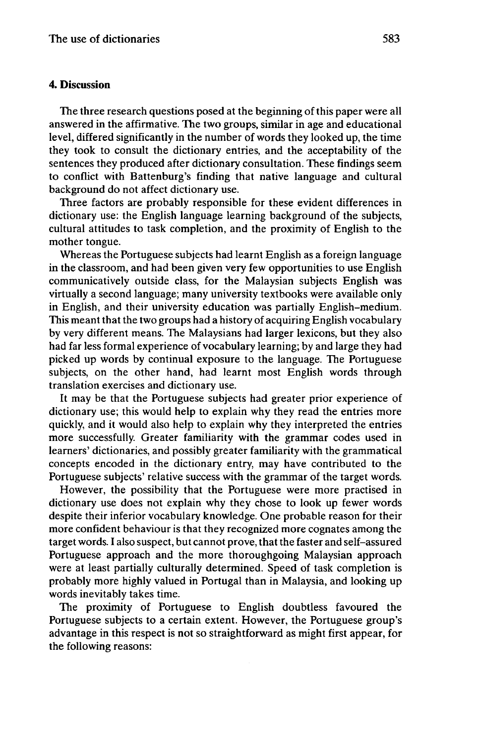## 4. Discussion

The three research questions posed at the beginning of this paper were all answered in the affirmative. The two groups, similar in age and educational level, differed significantly in the number of words they looked up, the time they took to consult the dictionary entries, and the acceptability of the sentences they produced after dictionary consultation. These findings seem to conflict with Battenburg's finding that native language and cultural background do not affect dictionary use.

Three factors are probably responsible for these evident differences in dictionary use: the English language learning background of the subjects, cultural attitudes to task completion, and the proximity of English to the mother tongue.

Whereas the Portuguese subjects had learnt English as a foreign language in the classroom, and had been given very few opportunities to use English communicatively outside class, for the Malaysian subjects English was virtually a second language; many university textbooks were available only in English, and their university education was partially English-medium. This meant that the two groups had a history of acquiring English vocabulary by very different means. The Malaysians had larger lexicons, but they also had far less formal experience of vocabulary learning; by and large they had picked up words by continual exposure to the language. The Portuguese subjects, on the other hand, had learnt most English words through translation exercises and dictionary use.

It may be that the Portuguese subjects had greater prior experience of dictionary use; this would help to explain why they read the entries more quickly, and it would also help to explain why they interpreted the entries more successfully. Greater familiarity with the grammar codes used in learners' dictionaries, and possibly greater familiarity with the grammatical concepts encoded in the dictionary entry, may have contributed to the Portuguese subjects' relative success with the grammar of the target words.

However, the possibility that the Portuguese were more practised in dictionary use does not explain why they chose to look up fewer words despite their inferior vocabulary knowledge. One probable reason for their more confident behaviour is that they recognized more cognates among the target words. I also suspect, but cannot prove, that the faster and self-assured Portuguese approach and the more thoroughgoing Malaysian approach were at least partially culturally determined. Speed of task completion is probably more highly valued in Portugal than in Malaysia, and looking up words inevitably takes time.

The proximity of Portuguese to English doubtless favoured the Portuguese subjects to a certain extent. However, the Portuguese group's advantage in this respect is not so straightforward as might first appear, for the following reasons: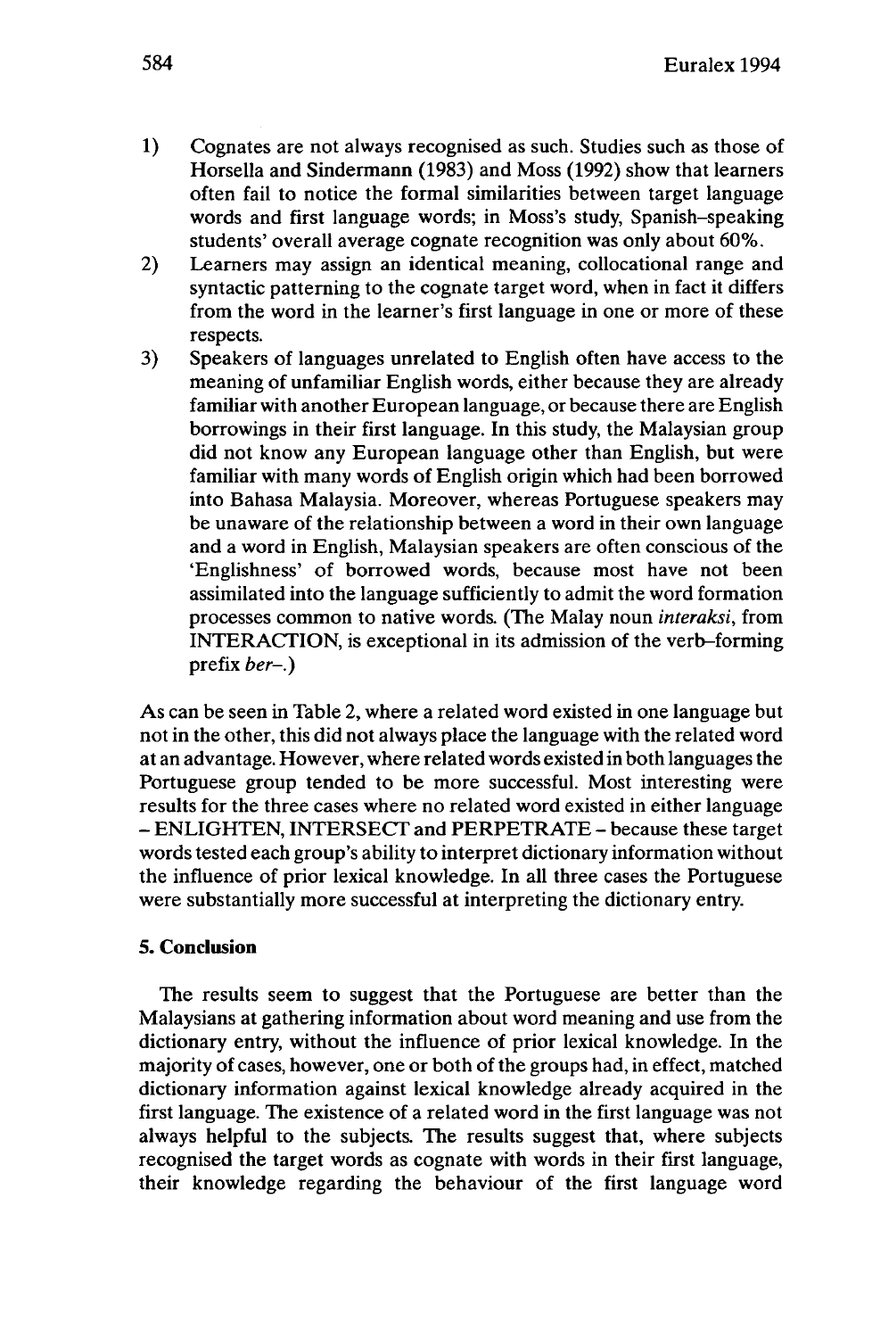1) Cognates are not always recognised as such. Studies such as those of Horsella and Sindermann (1983) and Moss (1992) show that learners often fail to notice the formal similarities between target language words and first language words; in Moss's study, Spanish–speaking students' overall average cognate recognition was only about 60%.
2) Learners may assign an identical meaning, collocational range and syntactic patterning to the cognate target word, when in fact it differs from the word in the learner's first language in one or more of these respects.
3) Speakers of languages unrelated to English often have access to the meaning of unfamiliar English words, either because they are already familiar with another European language, or because there are English borrowings in their first language. In this study, the Malaysian group did not know any European language other than English, but were familiar with many words of English origin which had been borrowed into Bahasa Malaysia. Moreover, whereas Portuguese speakers may be unaware of the relationship between a word in their own language and a word in English, Malaysian speakers are often conscious of the 'Englishness' of borrowed words, because most have not been assimilated into the language sufficiently to admit the word formation processes common to native words. (The Malay noun *interaksi*, from INTERACTION, is exceptional in its admission of the verb–forming prefix *ber–*.)

As can be seen in Table 2, where a related word existed in one language but not in the other, this did not always place the language with the related word at an advantage. However, where related words existed in both languages the Portuguese group tended to be more successful. Most interesting were results for the three cases where no related word existed in either language – ENLIGHTEN, INTERSECT and PERPETRATE – because these target words tested each group's ability to interpret dictionary information without the influence of prior lexical knowledge. In all three cases the Portuguese were substantially more successful at interpreting the dictionary entry.

**5. Conclusion**

The results seem to suggest that the Portuguese are better than the Malaysians at gathering information about word meaning and use from the dictionary entry, without the influence of prior lexical knowledge. In the majority of cases, however, one or both of the groups had, in effect, matched dictionary information against lexical knowledge already acquired in the first language. The existence of a related word in the first language was not always helpful to the subjects. The results suggest that, where subjects recognised the target words as cognate with words in their first language, their knowledge regarding the behaviour of the first language word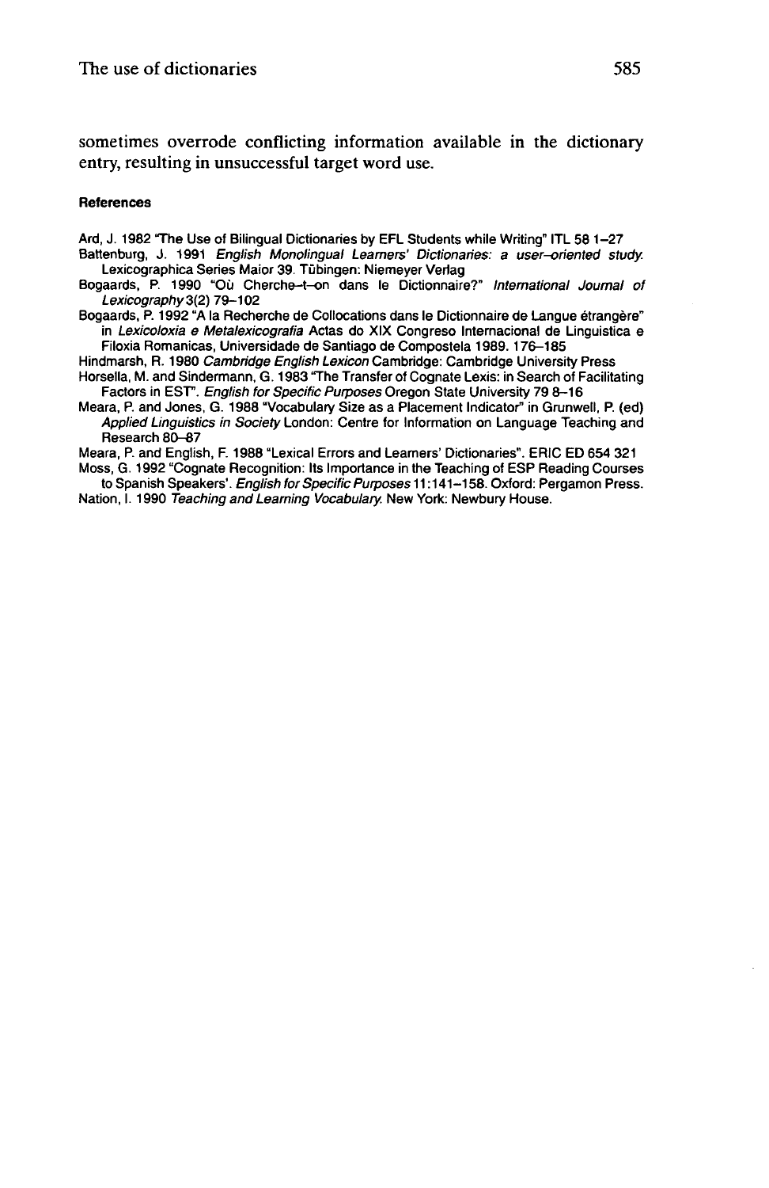sometimes overrode conflicting information available in the dictionary entry, resulting in unsuccessful target word use.

#### References

Ard, J. 1982 "The Use of Bilingual Dictionaries by EFL Students while Writing" ITL 58 1–27

Battenburg, J. 1991 *English Monolingual Learners' Dictionaries: a user–oriented study.* Lexicographica Series Maior 39. Tübingen: Niemeyer Verlag

Bogaards, P. 1990 "Où Cherche–t–on dans le Dictionnaire?" *International Journal of Lexicography* 3(2) 79–102

Bogaards, P. 1992 "A la Recherche de Collocations dans le Dictionnaire de Langue étrangère" in *Lexicoloxia e Metalexicografia* Actas do XIX Congreso Internacional de Linguistica e Filoxia Romanicas, Universidade de Santiago de Compostela 1989. 176–185

Hindmarsh, R. 1980 *Cambridge English Lexicon* Cambridge: Cambridge University Press

Horsella, M. and Sindermann, G. 1983 "The Transfer of Cognate Lexis: in Search of Facilitating Factors in EST". *English for Specific Purposes* Oregon State University 79 8–16

Meara, P. and Jones, G. 1988 "Vocabulary Size as a Placement Indicator" in Grunwell, P. (ed) *Applied Linguistics in Society* London: Centre for Information on Language Teaching and Research 80–87

Meara, P. and English, F. 1988 "Lexical Errors and Learners' Dictionaries". ERIC ED 654 321

Moss, G. 1992 "Cognate Recognition: Its Importance in the Teaching of ESP Reading Courses to Spanish Speakers'. *English for Specific Purposes* 11:141–158. Oxford: Pergamon Press.

Nation, I. 1990 *Teaching and Learning Vocabulary.* New York: Newbury House.